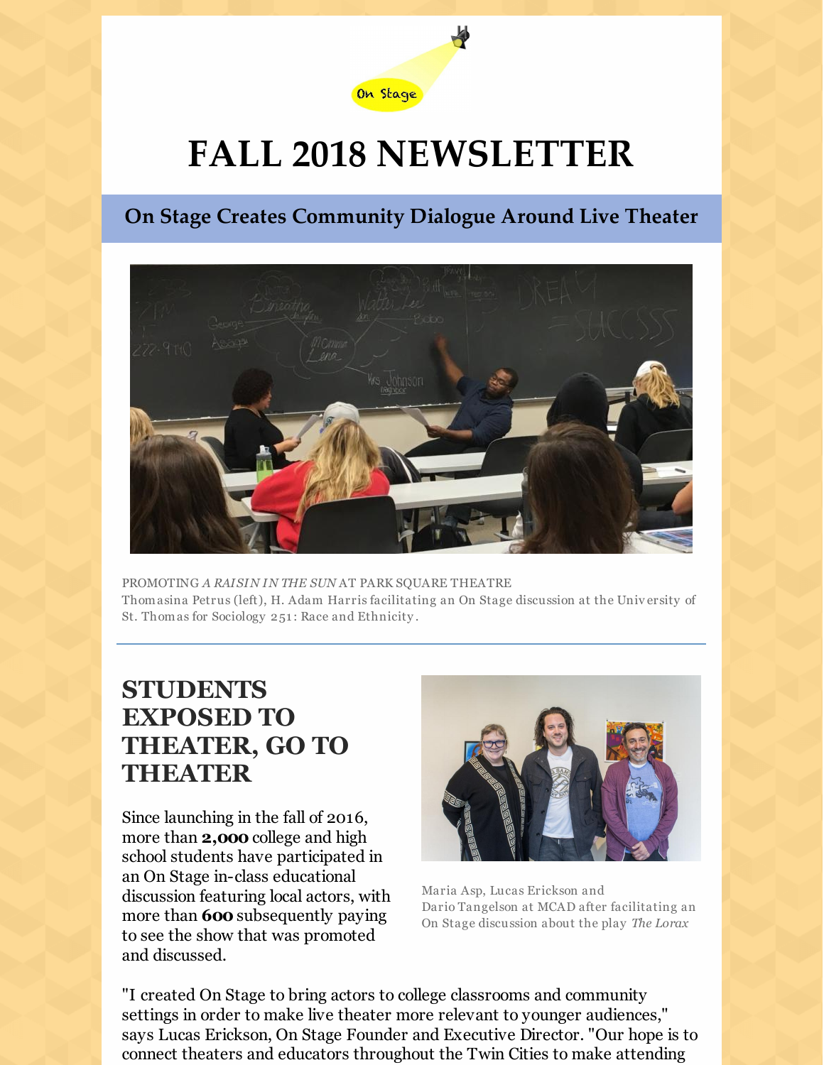On Stage

# FALL 2018 NEWSLETTER

## On Stage Creates Community Dialogue Around Live Theater

PROMOTING *A RAISIN IN THE SUN* AT PARK SQUARE THEATRE
Thomasina Petrus (left), H. Adam Harris facilitating an On Stage discussion at the University of St. Thomas for Sociology 251: Race and Ethnicity.

## STUDENTS EXPOSED TO THEATER, GO TO THEATER

Since launching in the fall of 2016, more than **2,000** college and high school students have participated in an On Stage in-class educational discussion featuring local actors, with more than **600** subsequently paying to see the show that was promoted and discussed.

Maria Asp, Lucas Erickson and Dario Tangelson at MCAD after facilitating an On Stage discussion about the play *The Lorax*

"I created On Stage to bring actors to college classrooms and community settings in order to make live theater more relevant to younger audiences," says Lucas Erickson, On Stage Founder and Executive Director. "Our hope is to connect theaters and educators throughout the Twin Cities to make attending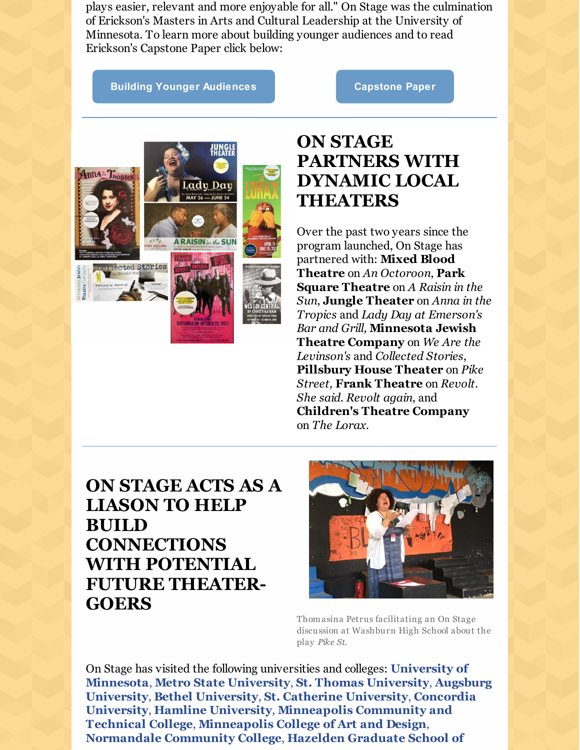plays easier, relevant and more enjoyable for all." On Stage was the culmination of Erickson's Masters in Arts and Cultural Leadership at the University of Minnesota. To learn more about building younger audiences and to read Erickson's Capstone Paper click below:

Building Younger Audiences

Capstone Paper

## ON STAGE PARTNERS WITH DYNAMIC LOCAL THEATERS

Over the past two years since the program launched, On Stage has partnered with: **Mixed Blood Theatre** on *An Octoroon*, **Park Square Theatre** on *A Raisin in the Sun*, **Jungle Theater** on *Anna in the Tropics* and *Lady Day at Emerson's Bar and Grill,* **Minnesota Jewish Theatre Company** on *We Are the Levinson's* and *Collected Stories*, **Pillsbury House Theater** on *Pike Street,* **Frank Theatre** on *Revolt. She said. Revolt again*, and **Children's Theatre Company** on *The Lorax*.

## ON STAGE ACTS AS A LIASON TO HELP BUILD CONNECTIONS WITH POTENTIAL FUTURE THEATER-GOERS

Thomasina Petrus facilitating an On Stage discussion at Washburn High School about the play *Pike St*.

On Stage has visited the following universities and colleges: **University of Minnesota**, **Metro State University**, **St. Thomas University**, **Augsburg University**, **Bethel University**, **St. Catherine University**, **Concordia University**, **Hamline University**, **Minneapolis Community and Technical College**, **Minneapolis College of Art and Design**, **Normandale Community College**, **Hazelden Graduate School of**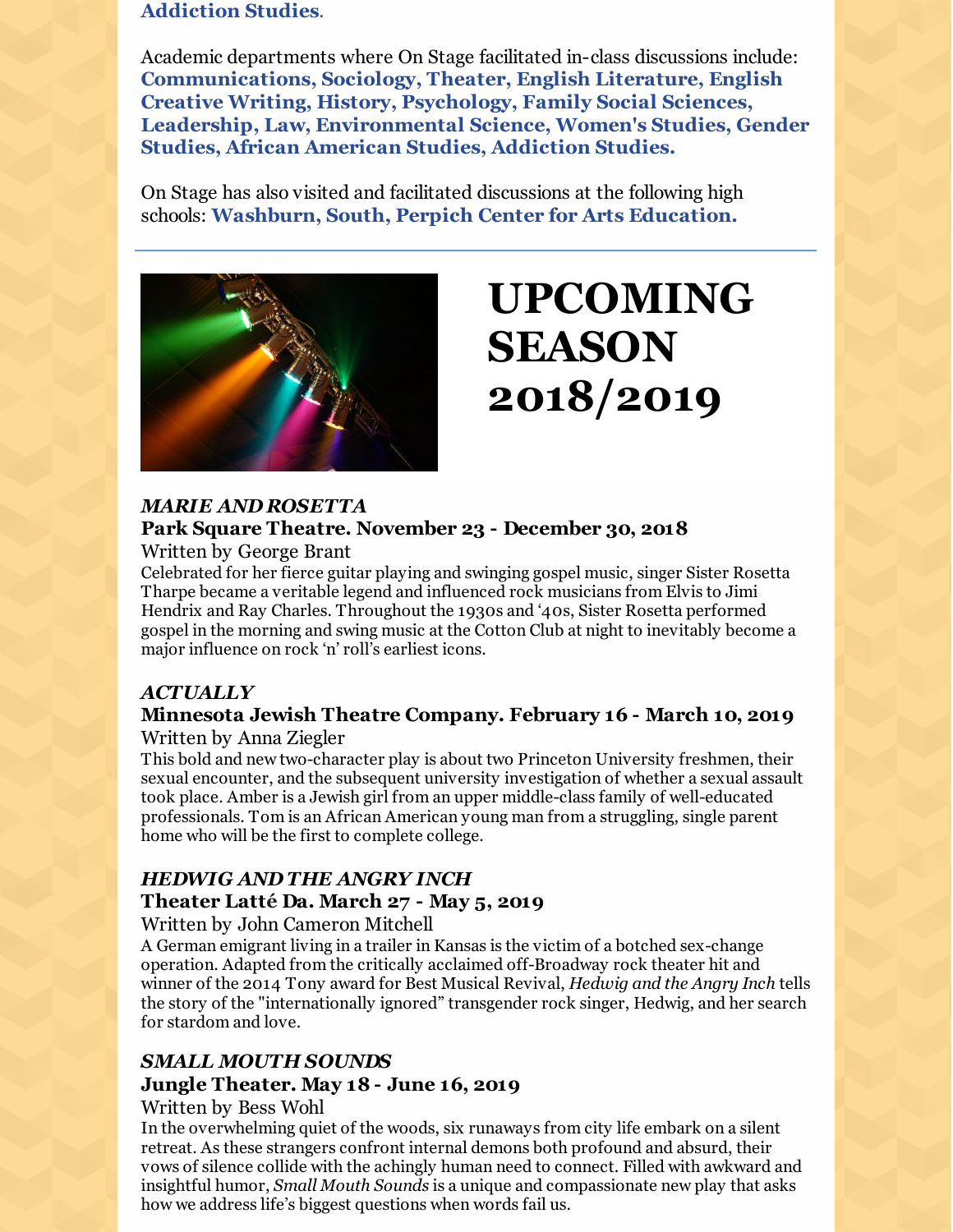**Addiction Studies**.

Academic departments where On Stage facilitated in-class discussions include: **Communications, Sociology, Theater, English Literature, English Creative Writing, History, Psychology, Family Social Sciences, Leadership, Law, Environmental Science, Women's Studies, Gender Studies, African American Studies, Addiction Studies.**

On Stage has also visited and facilitated discussions at the following high schools: **Washburn, South, Perpich Center for Arts Education.**

---

# UPCOMING SEASON 2018/2019

***MARIE AND ROSETTA***

**Park Square Theatre. November 23 - December 30, 2018**

Written by George Brant

Celebrated for her fierce guitar playing and swinging gospel music, singer Sister Rosetta Tharpe became a veritable legend and influenced rock musicians from Elvis to Jimi Hendrix and Ray Charles. Throughout the 1930s and '40s, Sister Rosetta performed gospel in the morning and swing music at the Cotton Club at night to inevitably become a major influence on rock 'n' roll's earliest icons.

***ACTUALLY***

**Minnesota Jewish Theatre Company. February 16 - March 10, 2019**

Written by Anna Ziegler

This bold and new two-character play is about two Princeton University freshmen, their sexual encounter, and the subsequent university investigation of whether a sexual assault took place. Amber is a Jewish girl from an upper middle-class family of well-educated professionals. Tom is an African American young man from a struggling, single parent home who will be the first to complete college.

***HEDWIG AND THE ANGRY INCH***

**Theater Latté Da. March 27 - May 5, 2019**

Written by John Cameron Mitchell

A German emigrant living in a trailer in Kansas is the victim of a botched sex-change operation. Adapted from the critically acclaimed off-Broadway rock theater hit and winner of the 2014 Tony award for Best Musical Revival, *Hedwig and the Angry Inch* tells the story of the "internationally ignored" transgender rock singer, Hedwig, and her search for stardom and love.

***SMALL MOUTH SOUNDS***

**Jungle Theater. May 18 - June 16, 2019**

Written by Bess Wohl

In the overwhelming quiet of the woods, six runaways from city life embark on a silent retreat. As these strangers confront internal demons both profound and absurd, their vows of silence collide with the achingly human need to connect. Filled with awkward and insightful humor, *Small Mouth Sounds* is a unique and compassionate new play that asks how we address life's biggest questions when words fail us.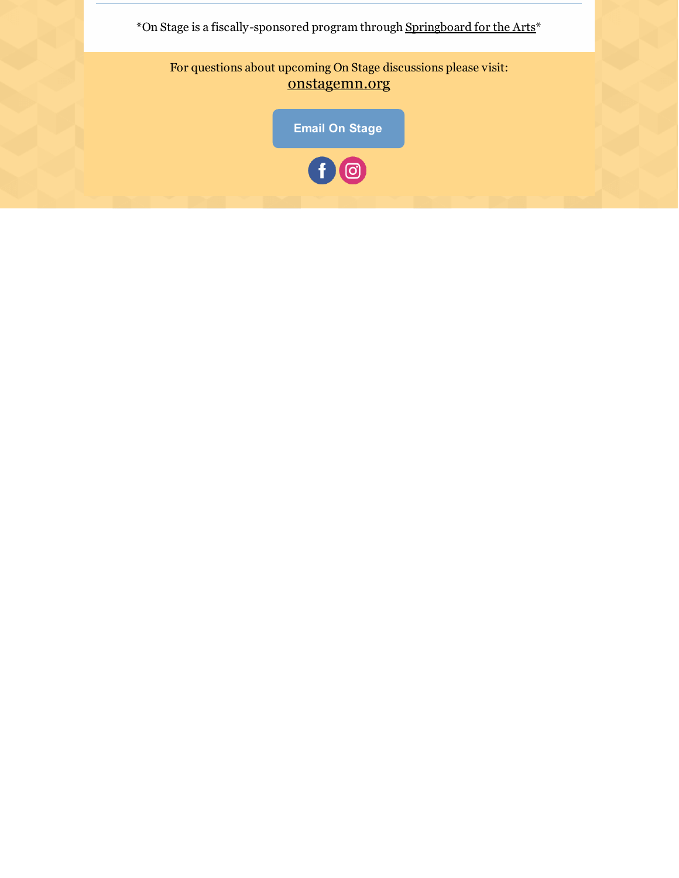---

*On Stage is a fiscally-sponsored program through Springboard for the Arts*

For questions about upcoming On Stage discussions please visit:
onstagemn.org

Email On Stage